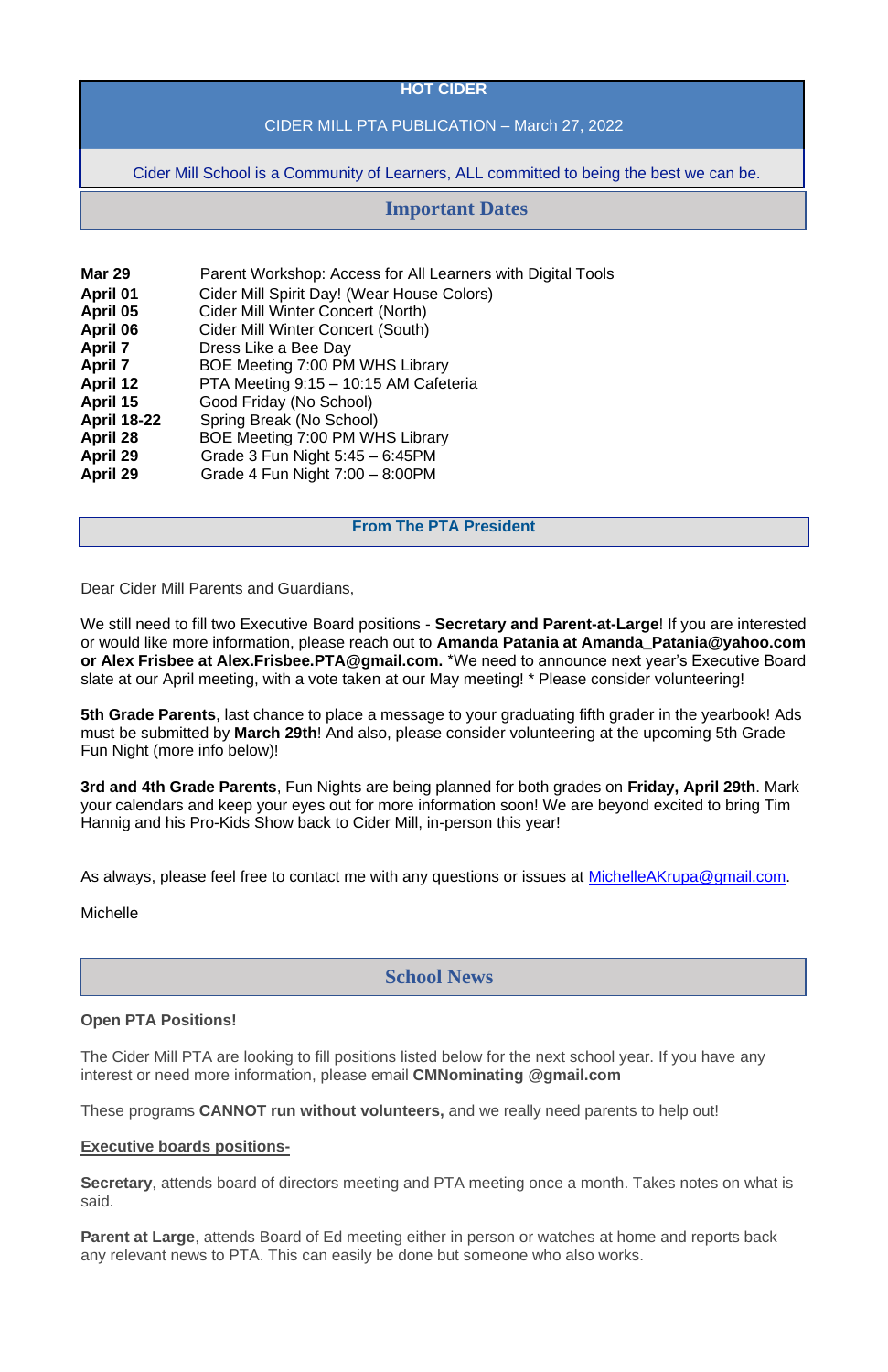# HOT CIDER

CIDER MILL PTA PUBLICATION – March 27, 2022

Cider Mill School is a Community of Learners, ALL committed to being the best we can be.

## Important Dates

| | |
|---|---|
| **Mar 29** | Parent Workshop: Access for All Learners with Digital Tools |
| **April 01** | Cider Mill Spirit Day! (Wear House Colors) |
| **April 05** | Cider Mill Winter Concert (North) |
| **April 06** | Cider Mill Winter Concert (South) |
| **April 7** | Dress Like a Bee Day |
| **April 7** | BOE Meeting 7:00 PM WHS Library |
| **April 12** | PTA Meeting 9:15 – 10:15 AM Cafeteria |
| **April 15** | Good Friday (No School) |
| **April 18-22** | Spring Break (No School) |
| **April 28** | BOE Meeting 7:00 PM WHS Library |
| **April 29** | Grade 3 Fun Night 5:45 – 6:45PM |
| **April 29** | Grade 4 Fun Night 7:00 – 8:00PM |

## From The PTA President

Dear Cider Mill Parents and Guardians,

We still need to fill two Executive Board positions - **Secretary and Parent-at-Large**! If you are interested or would like more information, please reach out to **Amanda Patania at Amanda_Patania@yahoo.com or Alex Frisbee at Alex.Frisbee.PTA@gmail.com.** *We need to announce next year's Executive Board slate at our April meeting, with a vote taken at our May meeting! * Please consider volunteering!

**5th Grade Parents**, last chance to place a message to your graduating fifth grader in the yearbook! Ads must be submitted by **March 29th**! And also, please consider volunteering at the upcoming 5th Grade Fun Night (more info below)!

**3rd and 4th Grade Parents**, Fun Nights are being planned for both grades on **Friday, April 29th**. Mark your calendars and keep your eyes out for more information soon! We are beyond excited to bring Tim Hannig and his Pro-Kids Show back to Cider Mill, in-person this year!

As always, please feel free to contact me with any questions or issues at MichelleAKrupa@gmail.com.

Michelle

## School News

**Open PTA Positions!**

The Cider Mill PTA are looking to fill positions listed below for the next school year. If you have any interest or need more information, please email **CMNominating @gmail.com**

These programs **CANNOT run without volunteers,** and we really need parents to help out!

**Executive boards positions-**

**Secretary**, attends board of directors meeting and PTA meeting once a month. Takes notes on what is said.

**Parent at Large**, attends Board of Ed meeting either in person or watches at home and reports back any relevant news to PTA. This can easily be done but someone who also works.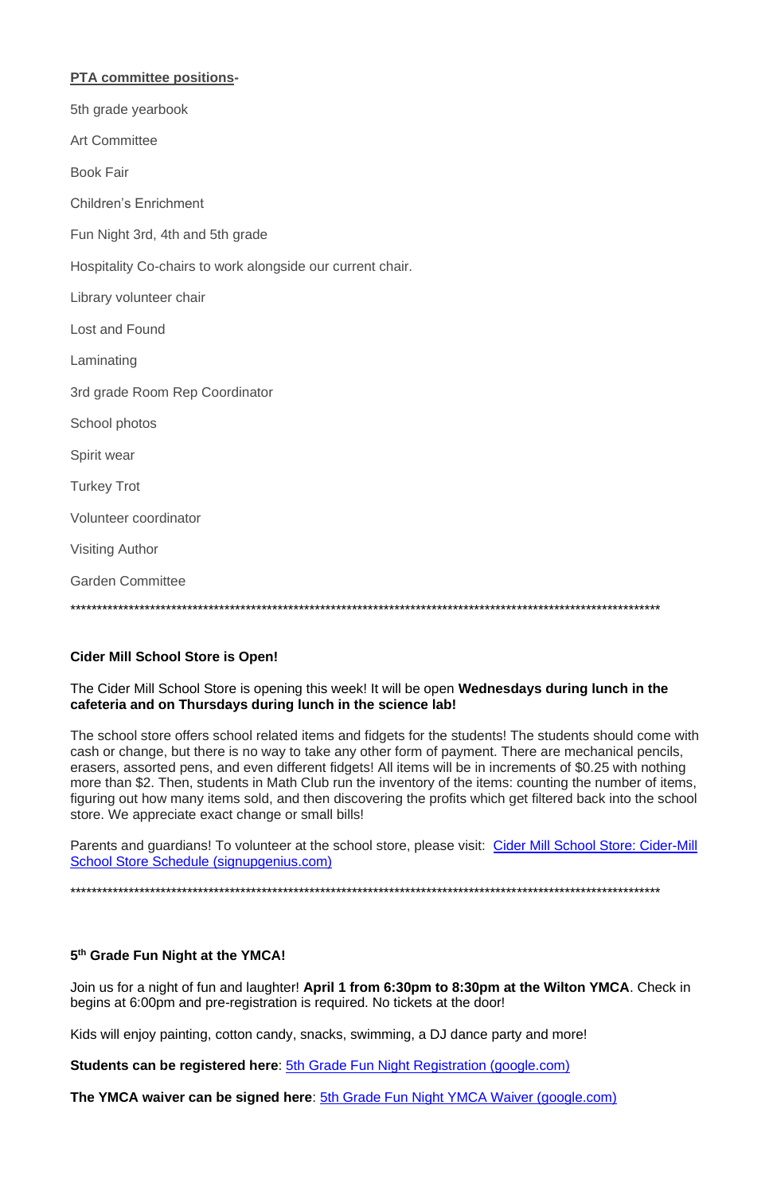**PTA committee positions**-

5th grade yearbook

Art Committee

Book Fair

Children's Enrichment

Fun Night 3rd, 4th and 5th grade

Hospitality Co-chairs to work alongside our current chair.

Library volunteer chair

Lost and Found

Laminating

3rd grade Room Rep Coordinator

School photos

Spirit wear

Turkey Trot

Volunteer coordinator

Visiting Author

Garden Committee

\*\*\*\*\*\*\*\*\*\*\*\*\*\*\*\*\*\*\*\*\*\*\*\*\*\*\*\*\*\*\*\*\*\*\*\*\*\*\*\*\*\*\*\*\*\*\*\*\*\*\*\*\*\*\*\*\*\*\*\*\*\*\*\*\*\*\*\*\*\*\*\*\*\*\*\*\*\*\*\*\*\*\*\*\*\*\*\*\*\*\*\*\*\*\*\*\*\*\*\*\*\*\*\*\*\*\*\*\*

**Cider Mill School Store is Open!**

The Cider Mill School Store is opening this week! It will be open **Wednesdays during lunch in the cafeteria and on Thursdays during lunch in the science lab!**

The school store offers school related items and fidgets for the students! The students should come with cash or change, but there is no way to take any other form of payment. There are mechanical pencils, erasers, assorted pens, and even different fidgets! All items will be in increments of $0.25 with nothing more than $2. Then, students in Math Club run the inventory of the items: counting the number of items, figuring out how many items sold, and then discovering the profits which get filtered back into the school store. We appreciate exact change or small bills!

Parents and guardians! To volunteer at the school store, please visit: Cider Mill School Store: Cider-Mill School Store Schedule (signupgenius.com)

\*\*\*\*\*\*\*\*\*\*\*\*\*\*\*\*\*\*\*\*\*\*\*\*\*\*\*\*\*\*\*\*\*\*\*\*\*\*\*\*\*\*\*\*\*\*\*\*\*\*\*\*\*\*\*\*\*\*\*\*\*\*\*\*\*\*\*\*\*\*\*\*\*\*\*\*\*\*\*\*\*\*\*\*\*\*\*\*\*\*\*\*\*\*\*\*\*\*\*\*\*\*\*\*\*\*\*\*\*

**5th Grade Fun Night at the YMCA!**

Join us for a night of fun and laughter! **April 1 from 6:30pm to 8:30pm at the Wilton YMCA**. Check in begins at 6:00pm and pre-registration is required. No tickets at the door!

Kids will enjoy painting, cotton candy, snacks, swimming, a DJ dance party and more!

**Students can be registered here**: 5th Grade Fun Night Registration (google.com)

**The YMCA waiver can be signed here**: 5th Grade Fun Night YMCA Waiver (google.com)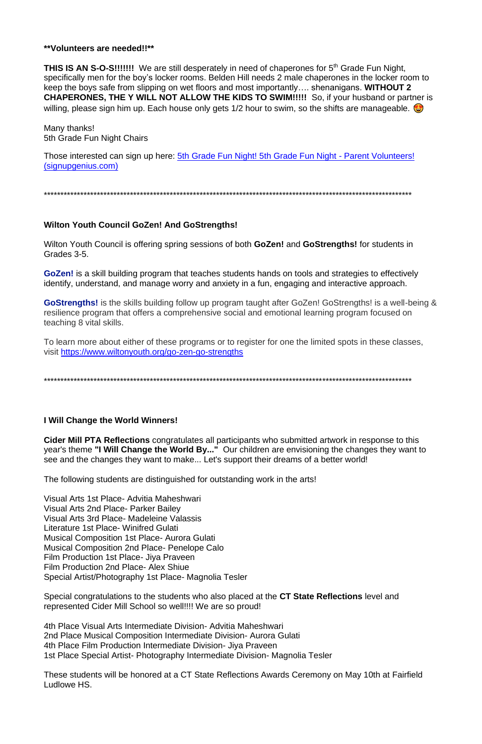****Volunteers are needed!!****

**THIS IS AN S-O-S!!!!!!!** We are still desperately in need of chaperones for 5th Grade Fun Night, specifically men for the boy's locker rooms. Belden Hill needs 2 male chaperones in the locker room to keep the boys safe from slipping on wet floors and most importantly…. shenanigans. **WITHOUT 2 CHAPERONES, THE Y WILL NOT ALLOW THE KIDS TO SWIM!!!!!** So, if your husband or partner is willing, please sign him up. Each house only gets 1/2 hour to swim, so the shifts are manageable. 😍

Many thanks!
5th Grade Fun Night Chairs

Those interested can sign up here: [5th Grade Fun Night! 5th Grade Fun Night - Parent Volunteers! (signupgenius.com)]()

*****************************************************************************************************************

**Wilton Youth Council GoZen! And GoStrengths!**

Wilton Youth Council is offering spring sessions of both **GoZen!** and **GoStrengths!** for students in Grades 3-5.

**GoZen!** is a skill building program that teaches students hands on tools and strategies to effectively identify, understand, and manage worry and anxiety in a fun, engaging and interactive approach.

**GoStrengths!** is the skills building follow up program taught after GoZen! GoStrengths! is a well-being & resilience program that offers a comprehensive social and emotional learning program focused on teaching 8 vital skills.

To learn more about either of these programs or to register for one the limited spots in these classes, visit https://www.wiltonyouth.org/go-zen-go-strengths

*****************************************************************************************************************

**I Will Change the World Winners!**

**Cider Mill PTA Reflections** congratulates all participants who submitted artwork in response to this year's theme **"I Will Change the World By..."** Our children are envisioning the changes they want to see and the changes they want to make... Let's support their dreams of a better world!

The following students are distinguished for outstanding work in the arts!

Visual Arts 1st Place- Advitia Maheshwari
Visual Arts 2nd Place- Parker Bailey
Visual Arts 3rd Place- Madeleine Valassis
Literature 1st Place- Winifred Gulati
Musical Composition 1st Place- Aurora Gulati
Musical Composition 2nd Place- Penelope Calo
Film Production 1st Place- Jiya Praveen
Film Production 2nd Place- Alex Shiue
Special Artist/Photography 1st Place- Magnolia Tesler

Special congratulations to the students who also placed at the **CT State Reflections** level and represented Cider Mill School so well!!!! We are so proud!

4th Place Visual Arts Intermediate Division- Advitia Maheshwari
2nd Place Musical Composition Intermediate Division- Aurora Gulati
4th Place Film Production Intermediate Division- Jiya Praveen
1st Place Special Artist- Photography Intermediate Division- Magnolia Tesler

These students will be honored at a CT State Reflections Awards Ceremony on May 10th at Fairfield Ludlowe HS.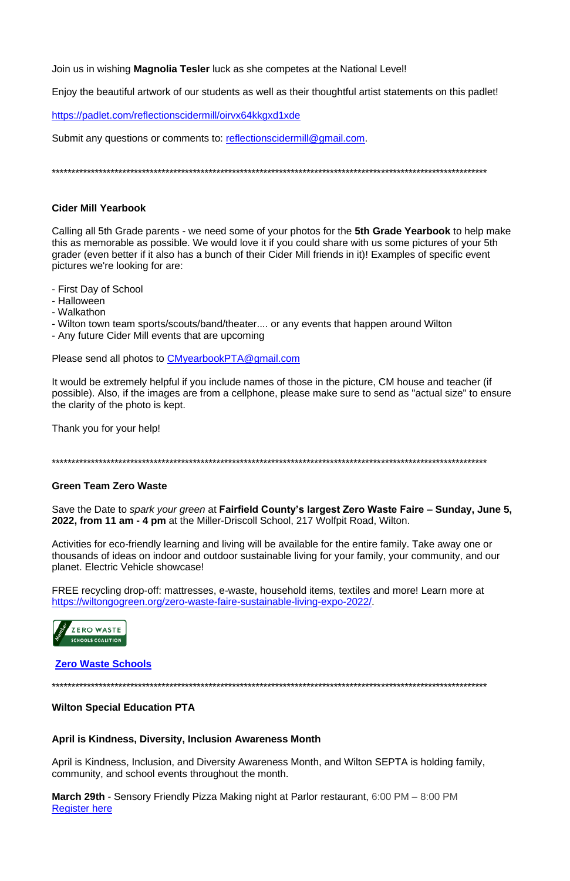Join us in wishing **Magnolia Tesler** luck as she competes at the National Level!

Enjoy the beautiful artwork of our students as well as their thoughtful artist statements on this padlet!

https://padlet.com/reflectionscidermill/oirvx64kkgxd1xde

Submit any questions or comments to: reflectionscidermill@gmail.com.

*****************************************************************************************************************

**Cider Mill Yearbook**

Calling all 5th Grade parents - we need some of your photos for the **5th Grade Yearbook** to help make this as memorable as possible. We would love it if you could share with us some pictures of your 5th grader (even better if it also has a bunch of their Cider Mill friends in it)! Examples of specific event pictures we're looking for are:

- First Day of School
- Halloween
- Walkathon
- Wilton town team sports/scouts/band/theater.... or any events that happen around Wilton
- Any future Cider Mill events that are upcoming

Please send all photos to CMyearbookPTA@gmail.com

It would be extremely helpful if you include names of those in the picture, CM house and teacher (if possible). Also, if the images are from a cellphone, please make sure to send as "actual size" to ensure the clarity of the photo is kept.

Thank you for your help!

*****************************************************************************************************************

**Green Team Zero Waste**

Save the Date to *spark your green* at **Fairfield County's largest Zero Waste Faire – Sunday, June 5, 2022, from 11 am - 4 pm** at the Miller-Driscoll School, 217 Wolfpit Road, Wilton.

Activities for eco-friendly learning and living will be available for the entire family. Take away one or thousands of ideas on indoor and outdoor sustainable living for your family, your community, and our planet. Electric Vehicle showcase!

FREE recycling drop-off: mattresses, e-waste, household items, textiles and more! Learn more at https://wiltongogreen.org/zero-waste-faire-sustainable-living-expo-2022/.

Member ZERO WASTE SCHOOLS COALITION

**Zero Waste Schools**

*****************************************************************************************************************

**Wilton Special Education PTA**

**April is Kindness, Diversity, Inclusion Awareness Month**

April is Kindness, Inclusion, and Diversity Awareness Month, and Wilton SEPTA is holding family, community, and school events throughout the month.

**March 29th** - Sensory Friendly Pizza Making night at Parlor restaurant, 6:00 PM – 8:00 PM
Register here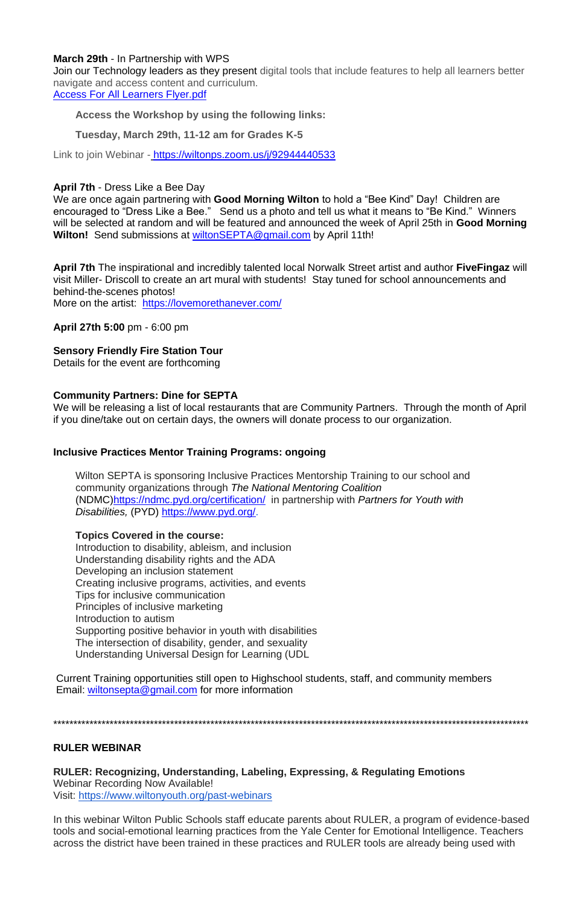**March 29th** - In Partnership with WPS
Join our Technology leaders as they present digital tools that include features to help all learners better navigate and access content and curriculum.
Access For All Learners Flyer.pdf

**Access the Workshop by using the following links:**

**Tuesday, March 29th, 11-12 am for Grades K-5**

Link to join Webinar - https://wiltonps.zoom.us/j/92944440533

**April 7th** - Dress Like a Bee Day
We are once again partnering with **Good Morning Wilton** to hold a "Bee Kind" Day! Children are encouraged to "Dress Like a Bee." Send us a photo and tell us what it means to "Be Kind." Winners will be selected at random and will be featured and announced the week of April 25th in **Good Morning Wilton!** Send submissions at wiltonSEPTA@gmail.com by April 11th!

**April 7th** The inspirational and incredibly talented local Norwalk Street artist and author **FiveFingaz** will visit Miller- Driscoll to create an art mural with students! Stay tuned for school announcements and behind-the-scenes photos!
More on the artist: https://lovemorethanever.com/

**April 27th 5:00** pm - 6:00 pm

**Sensory Friendly Fire Station Tour**
Details for the event are forthcoming

**Community Partners: Dine for SEPTA**
We will be releasing a list of local restaurants that are Community Partners. Through the month of April if you dine/take out on certain days, the owners will donate process to our organization.

**Inclusive Practices Mentor Training Programs: ongoing**

Wilton SEPTA is sponsoring Inclusive Practices Mentorship Training to our school and community organizations through *The National Mentoring Coalition* (NDMC)https://ndmc.pyd.org/certification/ in partnership with *Partners for Youth with Disabilities,* (PYD) https://www.pyd.org/.

**Topics Covered in the course:**
Introduction to disability, ableism, and inclusion
Understanding disability rights and the ADA
Developing an inclusion statement
Creating inclusive programs, activities, and events
Tips for inclusive communication
Principles of inclusive marketing
Introduction to autism
Supporting positive behavior in youth with disabilities
The intersection of disability, gender, and sexuality
Understanding Universal Design for Learning (UDL

Current Training opportunities still open to Highschool students, staff, and community members
Email: wiltonsepta@gmail.com for more information

**********************************************************************************************************

**RULER WEBINAR**

**RULER: Recognizing, Understanding, Labeling, Expressing, & Regulating Emotions**
Webinar Recording Now Available!
Visit: https://www.wiltonyouth.org/past-webinars

In this webinar Wilton Public Schools staff educate parents about RULER, a program of evidence-based tools and social-emotional learning practices from the Yale Center for Emotional Intelligence. Teachers across the district have been trained in these practices and RULER tools are already being used with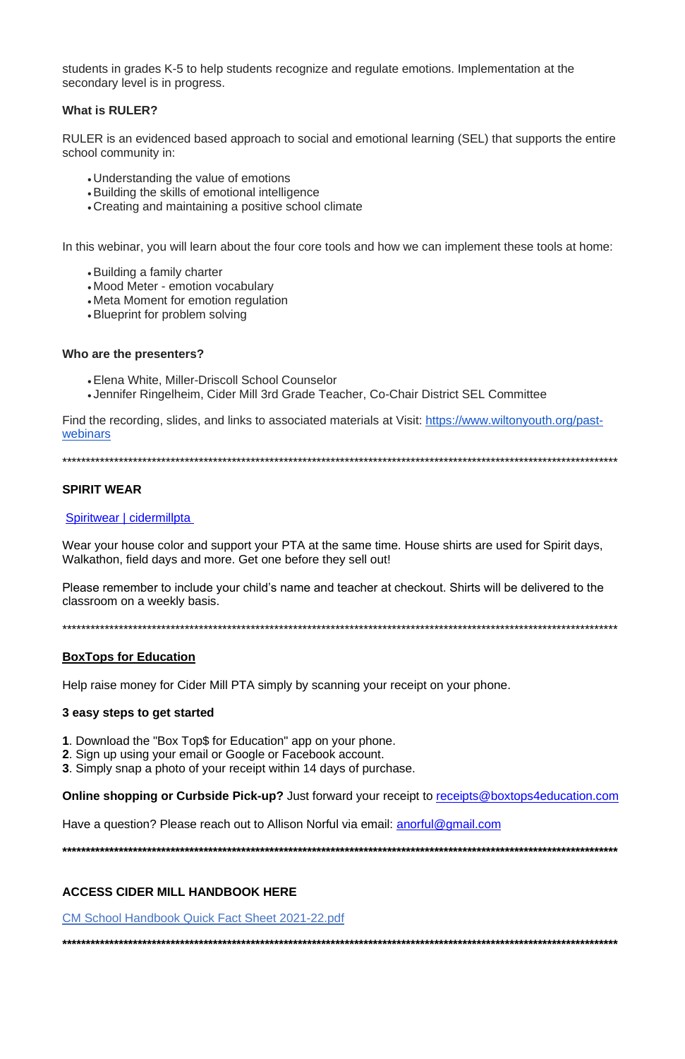students in grades K-5 to help students recognize and regulate emotions. Implementation at the secondary level is in progress.

**What is RULER?**

RULER is an evidenced based approach to social and emotional learning (SEL) that supports the entire school community in:

- Understanding the value of emotions
- Building the skills of emotional intelligence
- Creating and maintaining a positive school climate

In this webinar, you will learn about the four core tools and how we can implement these tools at home:

- Building a family charter
- Mood Meter - emotion vocabulary
- Meta Moment for emotion regulation
- Blueprint for problem solving

**Who are the presenters?**

- Elena White, Miller-Driscoll School Counselor
- Jennifer Ringelheim, Cider Mill 3rd Grade Teacher, Co-Chair District SEL Committee

Find the recording, slides, and links to associated materials at Visit: https://www.wiltonyouth.org/past-webinars

***************************************************************************************************************

**SPIRIT WEAR**

Spiritwear | cidermillpta

Wear your house color and support your PTA at the same time. House shirts are used for Spirit days, Walkathon, field days and more. Get one before they sell out!

Please remember to include your child's name and teacher at checkout. Shirts will be delivered to the classroom on a weekly basis.

***************************************************************************************************************

**BoxTops for Education**

Help raise money for Cider Mill PTA simply by scanning your receipt on your phone.

**3 easy steps to get started**

**1**. Download the "Box Top$ for Education" app on your phone.
**2**. Sign up using your email or Google or Facebook account.
**3**. Simply snap a photo of your receipt within 14 days of purchase.

**Online shopping or Curbside Pick-up?** Just forward your receipt to receipts@boxtops4education.com

Have a question? Please reach out to Allison Norful via email: anorful@gmail.com

***************************************************************************************************************

**ACCESS CIDER MILL HANDBOOK HERE**

CM School Handbook Quick Fact Sheet 2021-22.pdf

***************************************************************************************************************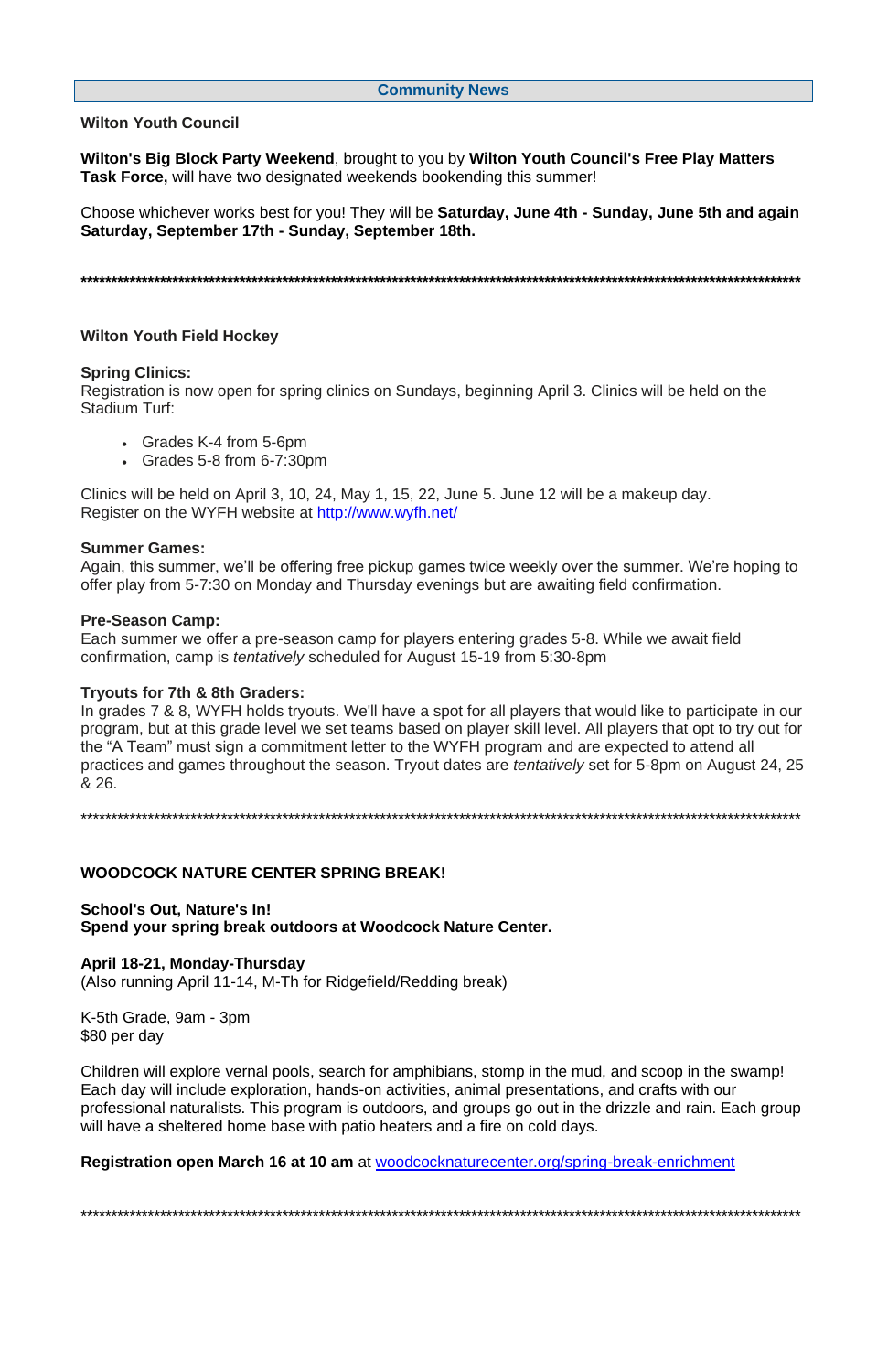## Community News

**Wilton Youth Council**

**Wilton's Big Block Party Weekend**, brought to you by **Wilton Youth Council's Free Play Matters Task Force,** will have two designated weekends bookending this summer!

Choose whichever works best for you! They will be **Saturday, June 4th - Sunday, June 5th and again Saturday, September 17th - Sunday, September 18th.**

**********************************************************************************************************

**Wilton Youth Field Hockey**

**Spring Clinics:**
Registration is now open for spring clinics on Sundays, beginning April 3. Clinics will be held on the Stadium Turf:

- Grades K-4 from 5-6pm
- Grades 5-8 from 6-7:30pm

Clinics will be held on April 3, 10, 24, May 1, 15, 22, June 5. June 12 will be a makeup day.
Register on the WYFH website at http://www.wyfh.net/

**Summer Games:**
Again, this summer, we'll be offering free pickup games twice weekly over the summer. We're hoping to offer play from 5-7:30 on Monday and Thursday evenings but are awaiting field confirmation.

**Pre-Season Camp:**
Each summer we offer a pre-season camp for players entering grades 5-8. While we await field confirmation, camp is *tentatively* scheduled for August 15-19 from 5:30-8pm

**Tryouts for 7th & 8th Graders:**
In grades 7 & 8, WYFH holds tryouts. We'll have a spot for all players that would like to participate in our program, but at this grade level we set teams based on player skill level. All players that opt to try out for the "A Team" must sign a commitment letter to the WYFH program and are expected to attend all practices and games throughout the season. Tryout dates are *tentatively* set for 5-8pm on August 24, 25 & 26.

**********************************************************************************************************

**WOODCOCK NATURE CENTER SPRING BREAK!**

**School's Out, Nature's In!**
**Spend your spring break outdoors at Woodcock Nature Center.**

**April 18-21, Monday-Thursday**
(Also running April 11-14, M-Th for Ridgefield/Redding break)

K-5th Grade, 9am - 3pm
$80 per day

Children will explore vernal pools, search for amphibians, stomp in the mud, and scoop in the swamp! Each day will include exploration, hands-on activities, animal presentations, and crafts with our professional naturalists. This program is outdoors, and groups go out in the drizzle and rain. Each group will have a sheltered home base with patio heaters and a fire on cold days.

**Registration open March 16 at 10 am** at woodcocknaturecenter.org/spring-break-enrichment

**********************************************************************************************************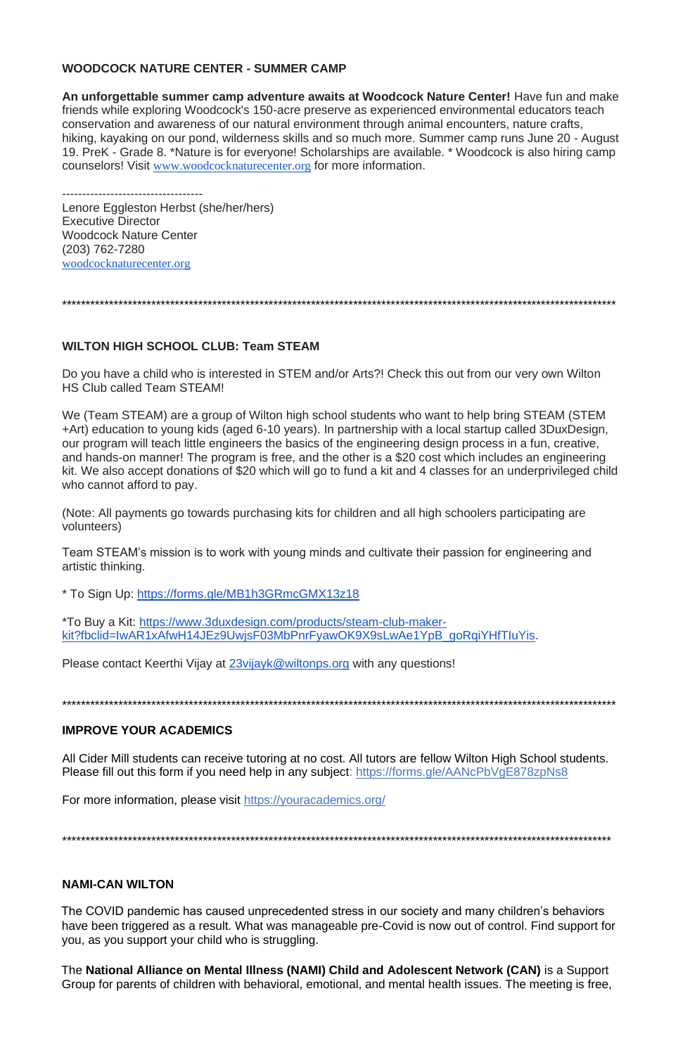**WOODCOCK NATURE CENTER - SUMMER CAMP**

**An unforgettable summer camp adventure awaits at Woodcock Nature Center!** Have fun and make friends while exploring Woodcock's 150-acre preserve as experienced environmental educators teach conservation and awareness of our natural environment through animal encounters, nature crafts, hiking, kayaking on our pond, wilderness skills and so much more. Summer camp runs June 20 - August 19. PreK - Grade 8. *Nature is for everyone! Scholarships are available. * Woodcock is also hiring camp counselors! Visit www.woodcocknaturecenter.org for more information.

-----------------------------------

Lenore Eggleston Herbst (she/her/hers)
Executive Director
Woodcock Nature Center
(203) 762-7280
woodcocknaturecenter.org

****************************************************************************************************************

**WILTON HIGH SCHOOL CLUB: Team STEAM**

Do you have a child who is interested in STEM and/or Arts?! Check this out from our very own Wilton HS Club called Team STEAM!

We (Team STEAM) are a group of Wilton high school students who want to help bring STEAM (STEM +Art) education to young kids (aged 6-10 years). In partnership with a local startup called 3DuxDesign, our program will teach little engineers the basics of the engineering design process in a fun, creative, and hands-on manner! The program is free, and the other is a $20 cost which includes an engineering kit. We also accept donations of $20 which will go to fund a kit and 4 classes for an underprivileged child who cannot afford to pay.

(Note: All payments go towards purchasing kits for children and all high schoolers participating are volunteers)

Team STEAM's mission is to work with young minds and cultivate their passion for engineering and artistic thinking.

* To Sign Up: https://forms.gle/MB1h3GRmcGMX13z18

*To Buy a Kit: https://www.3duxdesign.com/products/steam-club-maker-kit?fbclid=IwAR1xAfwH14JEz9UwjsF03MbPnrFyawOK9X9sLwAe1YpB_goRqiYHfTIuYis.

Please contact Keerthi Vijay at 23vijayk@wiltonps.org with any questions!

****************************************************************************************************************

**IMPROVE YOUR ACADEMICS**

All Cider Mill students can receive tutoring at no cost. All tutors are fellow Wilton High School students. Please fill out this form if you need help in any subject: https://forms.gle/AANcPbVgE878zpNs8

For more information, please visit https://youracademics.org/

****************************************************************************************************************

**NAMI-CAN WILTON**

The COVID pandemic has caused unprecedented stress in our society and many children's behaviors have been triggered as a result. What was manageable pre-Covid is now out of control. Find support for you, as you support your child who is struggling.

The **National Alliance on Mental Illness (NAMI) Child and Adolescent Network (CAN)** is a Support Group for parents of children with behavioral, emotional, and mental health issues. The meeting is free,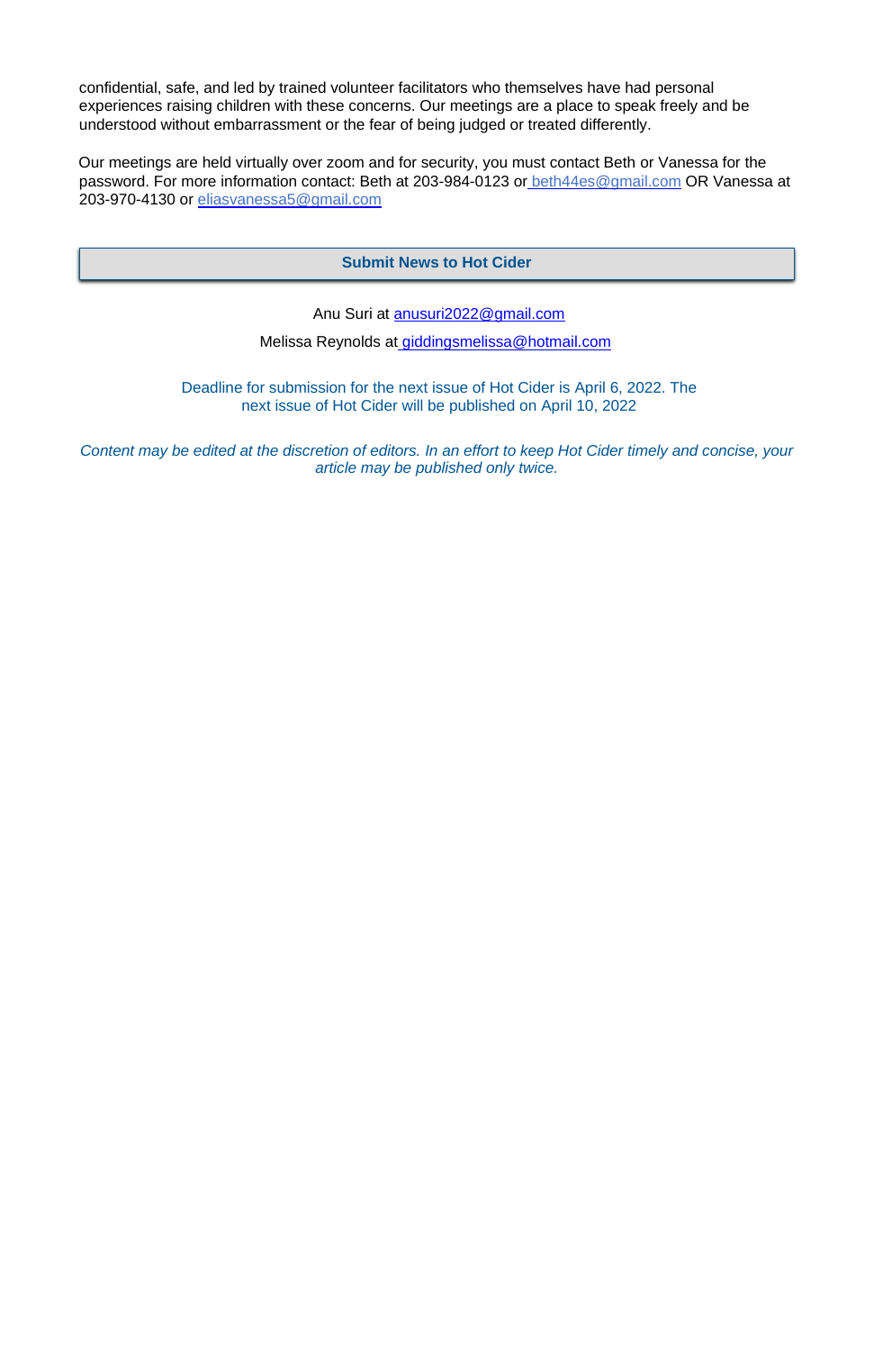confidential, safe, and led by trained volunteer facilitators who themselves have had personal experiences raising children with these concerns. Our meetings are a place to speak freely and be understood without embarrassment or the fear of being judged or treated differently.

Our meetings are held virtually over zoom and for security, you must contact Beth or Vanessa for the password. For more information contact: Beth at 203-984-0123 or beth44es@gmail.com OR Vanessa at 203-970-4130 or eliasvanessa5@gmail.com

## Submit News to Hot Cider

Anu Suri at anusuri2022@gmail.com

Melissa Reynolds at giddingsmelissa@hotmail.com

Deadline for submission for the next issue of Hot Cider is April 6, 2022. The next issue of Hot Cider will be published on April 10, 2022

*Content may be edited at the discretion of editors. In an effort to keep Hot Cider timely and concise, your article may be published only twice.*